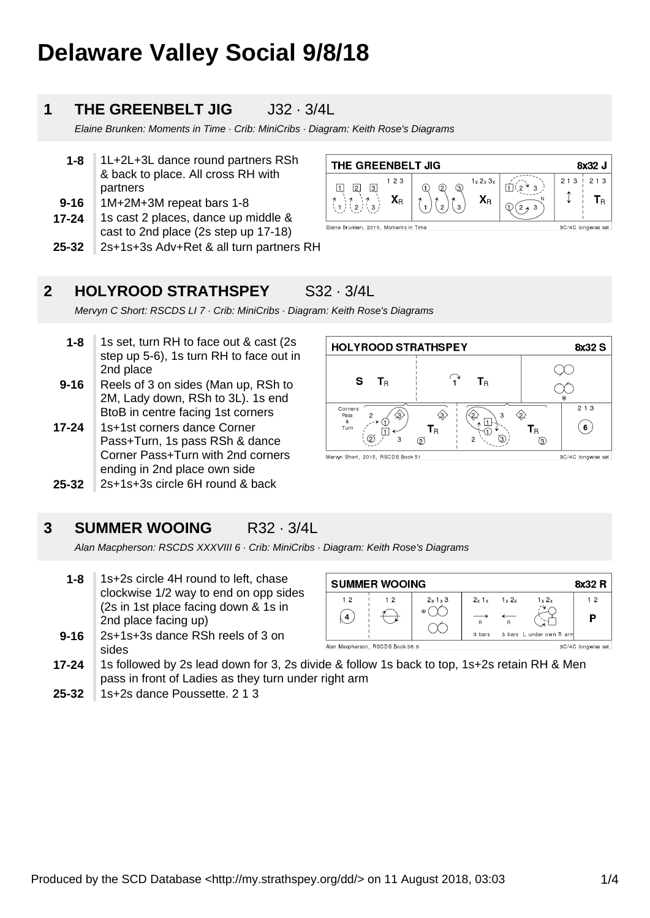# Delaware Valley Social 9/8/18

## 1 THE GREENBELT JIG J32 · 3/4L

*Elaine Brunken: Moments in Time · Crib: MiniCribs · Diagram: Keith Rose's Diagrams*

- **1-8** 1L+2L+3L dance round partners RSh & back to place. All cross RH with partners
- **9-16** 1M+2M+3M repeat bars 1-8
- **17-24** 1s cast 2 places, dance up middle & cast to 2nd place (2s step up 17-18)
- **25-32** 2s+1s+3s Adv+Ret & all turn partners RH

## 2 HOLYROOD STRATHSPEY S32 · 3/4L

*Mervyn C Short: RSCDS LI 7 · Crib: MiniCribs · Diagram: Keith Rose's Diagrams*

- **1-8** 1s set, turn RH to face out & cast (2s step up 5-6), 1s turn RH to face out in 2nd place
- **9-16** Reels of 3 on sides (Man up, RSh to 2M, Lady down, RSh to 3L). 1s end BtoB in centre facing 1st corners
- **17-24** 1s+1st corners dance Corner Pass+Turn, 1s pass RSh & dance Corner Pass+Turn with 2nd corners ending in 2nd place own side
- **25-32** 2s+1s+3s circle 6H round & back

## 3 SUMMER WOOING R32 · 3/4L

*Alan Macpherson: RSCDS XXXVIII 6 · Crib: MiniCribs · Diagram: Keith Rose's Diagrams*

- **1-8** 1s+2s circle 4H round to left, chase clockwise 1/2 way to end on opp sides (2s in 1st place facing down & 1s in 2nd place facing up)
- **9-16** 2s+1s+3s dance RSh reels of 3 on sides
- **17-24** 1s followed by 2s lead down for 3, 2s divide & follow 1s back to top, 1s+2s retain RH & Men pass in front of Ladies as they turn under right arm
- **25-32** 1s+2s dance Poussette. 2 1 3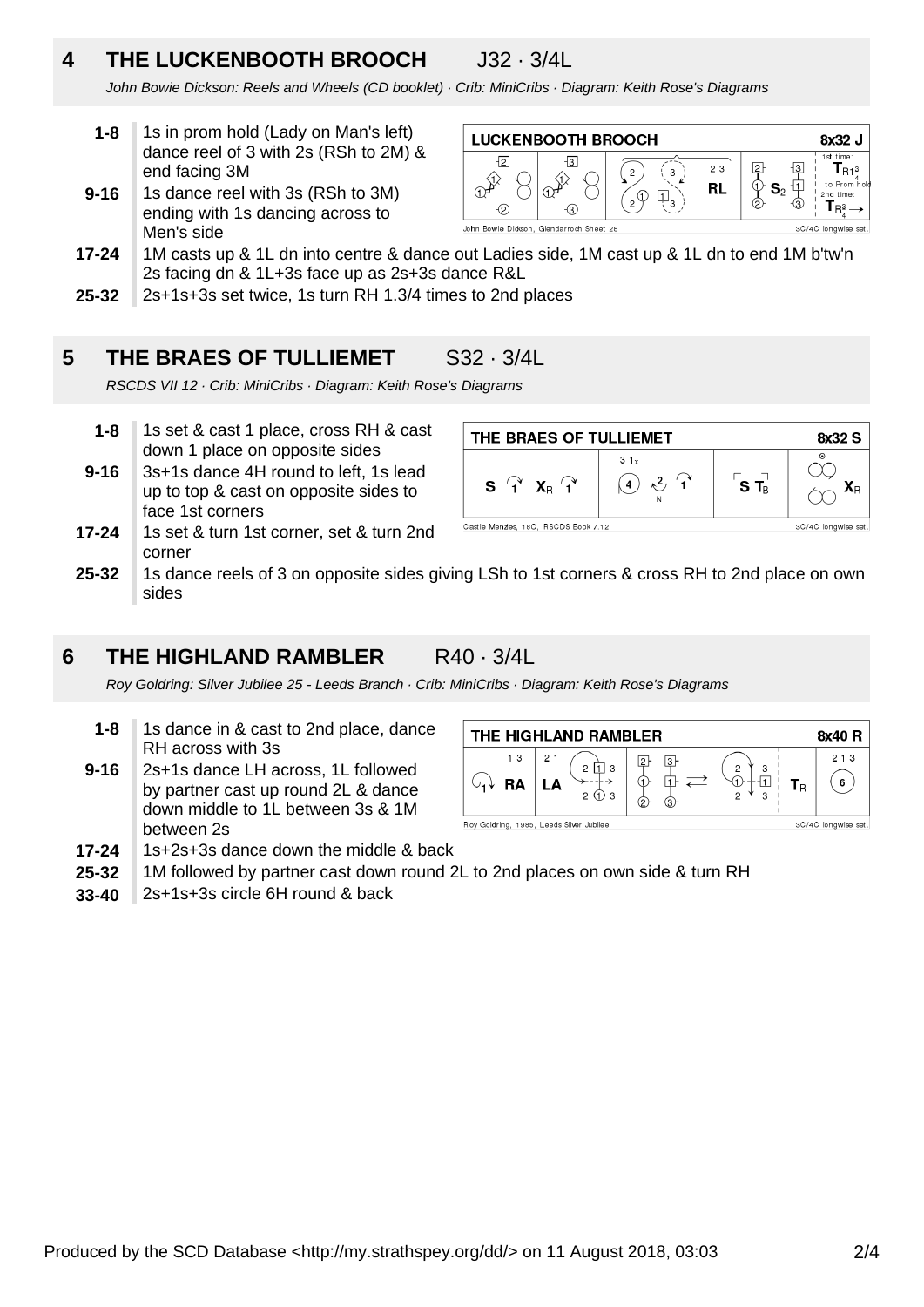## 4 THE LUCKENBOOTH BROOCH J32 · 3/4L

*John Bowie Dickson: Reels and Wheels (CD booklet) · Crib: MiniCribs · Diagram: Keith Rose's Diagrams*

| | |
|---|---|
| **1-8** | 1s in prom hold (Lady on Man's left) dance reel of 3 with 2s (RSh to 2M) & end facing 3M |
| **9-16** | 1s dance reel with 3s (RSh to 3M) ending with 1s dancing across to Men's side |
| **17-24** | 1M casts up & 1L dn into centre & dance out Ladies side, 1M cast up & 1L dn to end 1M b'tw'n 2s facing dn & 1L+3s face up as 2s+3s dance R&L |
| **25-32** | 2s+1s+3s set twice, 1s turn RH 1.3/4 times to 2nd places |

## 5 THE BRAES OF TULLIEMET S32 · 3/4L

*RSCDS VII 12 · Crib: MiniCribs · Diagram: Keith Rose's Diagrams*

| | |
|---|---|
| **1-8** | 1s set & cast 1 place, cross RH & cast down 1 place on opposite sides |
| **9-16** | 3s+1s dance 4H round to left, 1s lead up to top & cast on opposite sides to face 1st corners |
| **17-24** | 1s set & turn 1st corner, set & turn 2nd corner |
| **25-32** | 1s dance reels of 3 on opposite sides giving LSh to 1st corners & cross RH to 2nd place on own sides |

## 6 THE HIGHLAND RAMBLER R40 · 3/4L

*Roy Goldring: Silver Jubilee 25 - Leeds Branch · Crib: MiniCribs · Diagram: Keith Rose's Diagrams*

| | |
|---|---|
| **1-8** | 1s dance in & cast to 2nd place, dance RH across with 3s |
| **9-16** | 2s+1s dance LH across, 1L followed by partner cast up round 2L & dance down middle to 1L between 3s & 1M between 2s |
| **17-24** | 1s+2s+3s dance down the middle & back |
| **25-32** | 1M followed by partner cast down round 2L to 2nd places on own side & turn RH |
| **33-40** | 2s+1s+3s circle 6H round & back |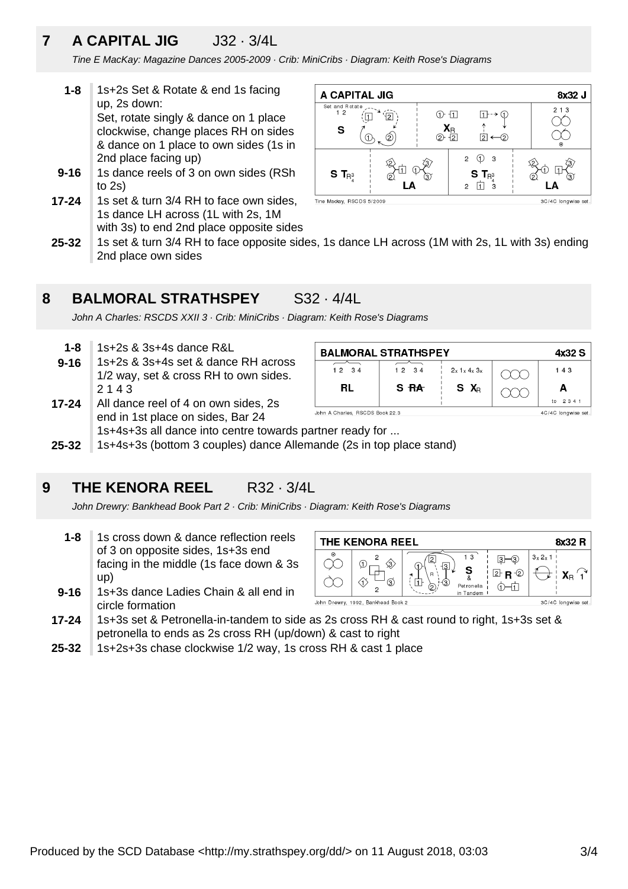## 7 A CAPITAL JIG J32 · 3/4L

*Tine E MacKay: Magazine Dances 2005-2009 · Crib: MiniCribs · Diagram: Keith Rose's Diagrams*

**1-8** 1s+2s Set & Rotate & end 1s facing up, 2s down:
Set, rotate singly & dance on 1 place clockwise, change places RH on sides & dance on 1 place to own sides (1s in 2nd place facing up)

**9-16** 1s dance reels of 3 on own sides (RSh to 2s)

**17-24** 1s set & turn 3/4 RH to face own sides, 1s dance LH across (1L with 2s, 1M with 3s) to end 2nd place opposite sides

**25-32** 1s set & turn 3/4 RH to face opposite sides, 1s dance LH across (1M with 2s, 1L with 3s) ending 2nd place own sides

## 8 BALMORAL STRATHSPEY S32 · 4/4L

*John A Charles: RSCDS XXII 3 · Crib: MiniCribs · Diagram: Keith Rose's Diagrams*

**1-8** 1s+2s & 3s+4s dance R&L

**9-16** 1s+2s & 3s+4s set & dance RH across 1/2 way, set & cross RH to own sides. 2 1 4 3

**17-24** All dance reel of 4 on own sides, 2s end in 1st place on sides, Bar 24
1s+4s+3s all dance into centre towards partner ready for ...

**25-32** 1s+4s+3s (bottom 3 couples) dance Allemande (2s in top place stand)

## 9 THE KENORA REEL R32 · 3/4L

*John Drewry: Bankhead Book Part 2 · Crib: MiniCribs · Diagram: Keith Rose's Diagrams*

**1-8** 1s cross down & dance reflection reels of 3 on opposite sides, 1s+3s end facing in the middle (1s face down & 3s up)

**9-16** 1s+3s dance Ladies Chain & all end in circle formation

**17-24** 1s+3s set & Petronella-in-tandem to side as 2s cross RH & cast round to right, 1s+3s set & petronella to ends as 2s cross RH (up/down) & cast to right

**25-32** 1s+2s+3s chase clockwise 1/2 way, 1s cross RH & cast 1 place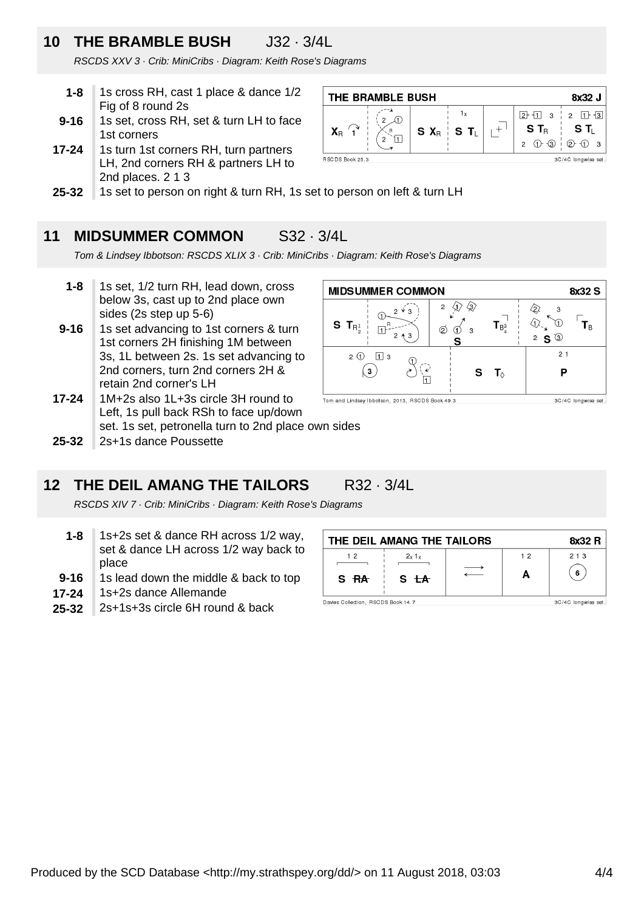## 10 THE BRAMBLE BUSH J32 · 3/4L

*RSCDS XXV 3 · Crib: MiniCribs · Diagram: Keith Rose's Diagrams*

| | |
|---|---|
| **1-8** | 1s cross RH, cast 1 place & dance 1/2 Fig of 8 round 2s |
| **9-16** | 1s set, cross RH, set & turn LH to face 1st corners |
| **17-24** | 1s turn 1st corners RH, turn partners LH, 2nd corners RH & partners LH to 2nd places. 2 1 3 |
| **25-32** | 1s set to person on right & turn RH, 1s set to person on left & turn LH |

THE BRAMBLE BUSH 8x32 J

RSCDS Book 25.3 3C/4C longwise set.

## 11 MIDSUMMER COMMON S32 · 3/4L

*Tom & Lindsey Ibbotson: RSCDS XLIX 3 · Crib: MiniCribs · Diagram: Keith Rose's Diagrams*

| | |
|---|---|
| **1-8** | 1s set, 1/2 turn RH, lead down, cross below 3s, cast up to 2nd place own sides (2s step up 5-6) |
| **9-16** | 1s set advancing to 1st corners & turn 1st corners 2H finishing 1M between 3s, 1L between 2s. 1s set advancing to 2nd corners, turn 2nd corners 2H & retain 2nd corner's LH |
| **17-24** | 1M+2s also 1L+3s circle 3H round to Left, 1s pull back RSh to face up/down set. 1s set, petronella turn to 2nd place own sides |
| **25-32** | 2s+1s dance Poussette |

MIDSUMMER COMMON 8x32 S

Tom and Lindsey Ibbotson, 2013, RSCDS Book 49.3 3C/4C longwise set.

## 12 THE DEIL AMANG THE TAILORS R32 · 3/4L

*RSCDS XIV 7 · Crib: MiniCribs · Diagram: Keith Rose's Diagrams*

| | |
|---|---|
| **1-8** | 1s+2s set & dance RH across 1/2 way, set & dance LH across 1/2 way back to place |
| **9-16** | 1s lead down the middle & back to top |
| **17-24** | 1s+2s dance Allemande |
| **25-32** | 2s+1s+3s circle 6H round & back |

THE DEIL AMANG THE TAILORS 8x32 R

Davies Collection, RSCDS Book 14.7 3C/4C longwise set.

Produced by the SCD Database <http://my.strathspey.org/dd/> on 11 August 2018, 03:03